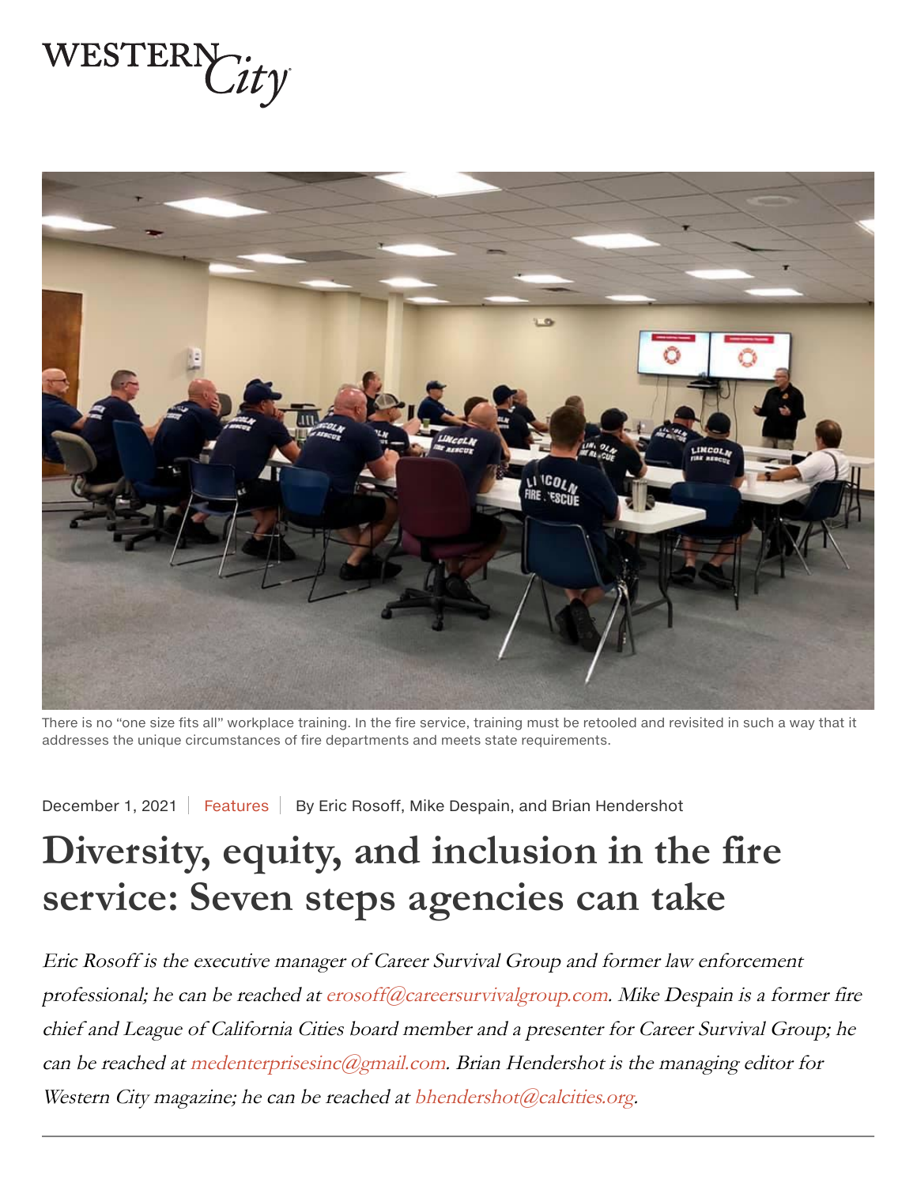WESTERN *City*

There is no "one size fits all" workplace training. In the fire service, training must be retooled and revisited in such a way that it addresses the unique circumstances of fire departments and meets state requirements.

December 1, 2021 | Features | By Eric Rosoff, Mike Despain, and Brian Hendershot

# Diversity, equity, and inclusion in the fire service: Seven steps agencies can take

*Eric Rosoff is the executive manager of Career Survival Group and former law enforcement professional; he can be reached at erosoff@careersurvivalgroup.com. Mike Despain is a former fire chief and League of California Cities board member and a presenter for Career Survival Group; he can be reached at medenterprisesinc@gmail.com. Brian Hendershot is the managing editor for Western City magazine; he can be reached at bhendershot@calcities.org.*

---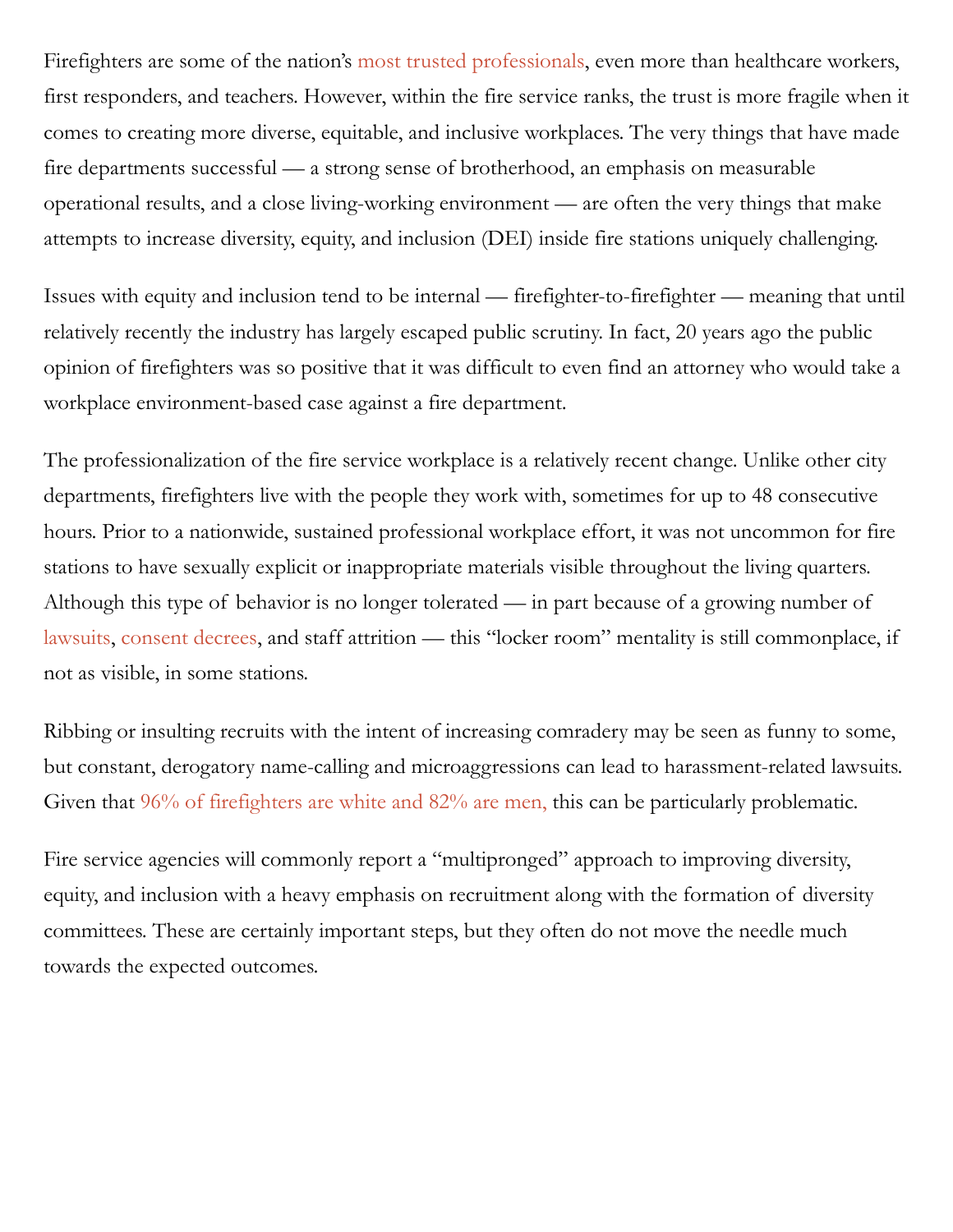Firefighters are some of the nation's most trusted professionals, even more than healthcare workers, first responders, and teachers. However, within the fire service ranks, the trust is more fragile when it comes to creating more diverse, equitable, and inclusive workplaces. The very things that have made fire departments successful — a strong sense of brotherhood, an emphasis on measurable operational results, and a close living-working environment — are often the very things that make attempts to increase diversity, equity, and inclusion (DEI) inside fire stations uniquely challenging.

Issues with equity and inclusion tend to be internal — firefighter-to-firefighter — meaning that until relatively recently the industry has largely escaped public scrutiny. In fact, 20 years ago the public opinion of firefighters was so positive that it was difficult to even find an attorney who would take a workplace environment-based case against a fire department.

The professionalization of the fire service workplace is a relatively recent change. Unlike other city departments, firefighters live with the people they work with, sometimes for up to 48 consecutive hours. Prior to a nationwide, sustained professional workplace effort, it was not uncommon for fire stations to have sexually explicit or inappropriate materials visible throughout the living quarters. Although this type of behavior is no longer tolerated — in part because of a growing number of lawsuits, consent decrees, and staff attrition — this "locker room" mentality is still commonplace, if not as visible, in some stations.

Ribbing or insulting recruits with the intent of increasing comradery may be seen as funny to some, but constant, derogatory name-calling and microaggressions can lead to harassment-related lawsuits. Given that 96% of firefighters are white and 82% are men, this can be particularly problematic.

Fire service agencies will commonly report a "multipronged" approach to improving diversity, equity, and inclusion with a heavy emphasis on recruitment along with the formation of diversity committees. These are certainly important steps, but they often do not move the needle much towards the expected outcomes.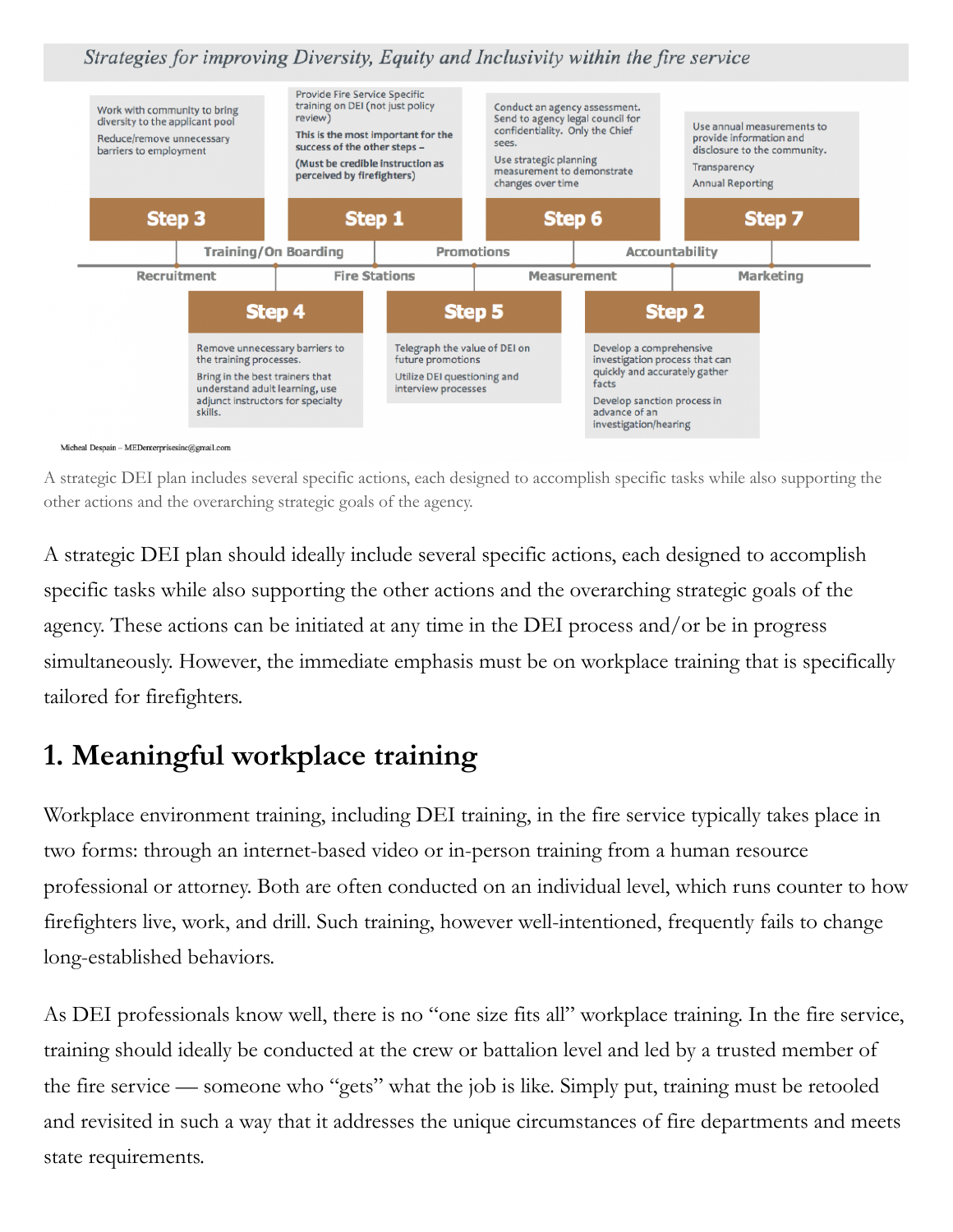*Strategies for improving Diversity, Equity and Inclusivity within the fire service*

**Step 1** (Fire Stations)

Provide Fire Service Specific training on DEI (not just policy review)

**This is the most important for the success of the other steps –**

**(Must be credible instruction as perceived by firefighters)**

**Step 2** (Marketing)

Develop a comprehensive investigation process that can quickly and accurately gather facts

Develop sanction process in advance of an investigation/hearing

**Step 3** (Recruitment)

Work with community to bring diversity to the applicant pool

Reduce/remove unnecessary barriers to employment

**Step 4** (Training/On Boarding)

Remove unnecessary barriers to the training processes.

Bring in the best trainers that understand adult learning, use adjunct instructors for specialty skills.

**Step 5** (Promotions)

Telegraph the value of DEI on future promotions

Utilize DEI questioning and interview processes

**Step 6** (Measurement)

Conduct an agency assessment. Send to agency legal council for confidentiality. Only the Chief sees.

Use strategic planning measurement to demonstrate changes over time

**Step 7** (Accountability)

Use annual measurements to provide information and disclosure to the community.

Transparency

Annual Reporting

Micheal Despain – MEDenterprisesinc@gmail.com

A strategic DEI plan includes several specific actions, each designed to accomplish specific tasks while also supporting the other actions and the overarching strategic goals of the agency.

A strategic DEI plan should ideally include several specific actions, each designed to accomplish specific tasks while also supporting the other actions and the overarching strategic goals of the agency. These actions can be initiated at any time in the DEI process and/or be in progress simultaneously. However, the immediate emphasis must be on workplace training that is specifically tailored for firefighters.

## 1. Meaningful workplace training

Workplace environment training, including DEI training, in the fire service typically takes place in two forms: through an internet-based video or in-person training from a human resource professional or attorney. Both are often conducted on an individual level, which runs counter to how firefighters live, work, and drill. Such training, however well-intentioned, frequently fails to change long-established behaviors.

As DEI professionals know well, there is no "one size fits all" workplace training. In the fire service, training should ideally be conducted at the crew or battalion level and led by a trusted member of the fire service — someone who "gets" what the job is like. Simply put, training must be retooled and revisited in such a way that it addresses the unique circumstances of fire departments and meets state requirements.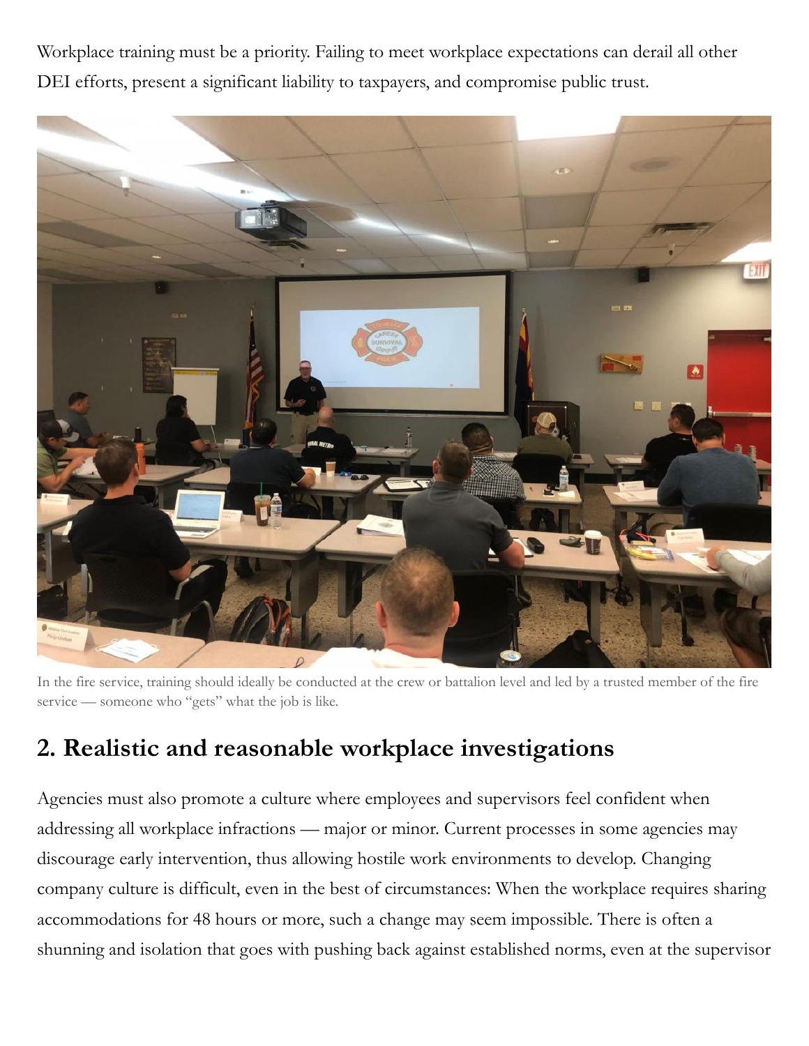Workplace training must be a priority. Failing to meet workplace expectations can derail all other DEI efforts, present a significant liability to taxpayers, and compromise public trust.

In the fire service, training should ideally be conducted at the crew or battalion level and led by a trusted member of the fire service — someone who "gets" what the job is like.

## 2. Realistic and reasonable workplace investigations

Agencies must also promote a culture where employees and supervisors feel confident when addressing all workplace infractions — major or minor. Current processes in some agencies may discourage early intervention, thus allowing hostile work environments to develop. Changing company culture is difficult, even in the best of circumstances: When the workplace requires sharing accommodations for 48 hours or more, such a change may seem impossible. There is often a shunning and isolation that goes with pushing back against established norms, even at the supervisor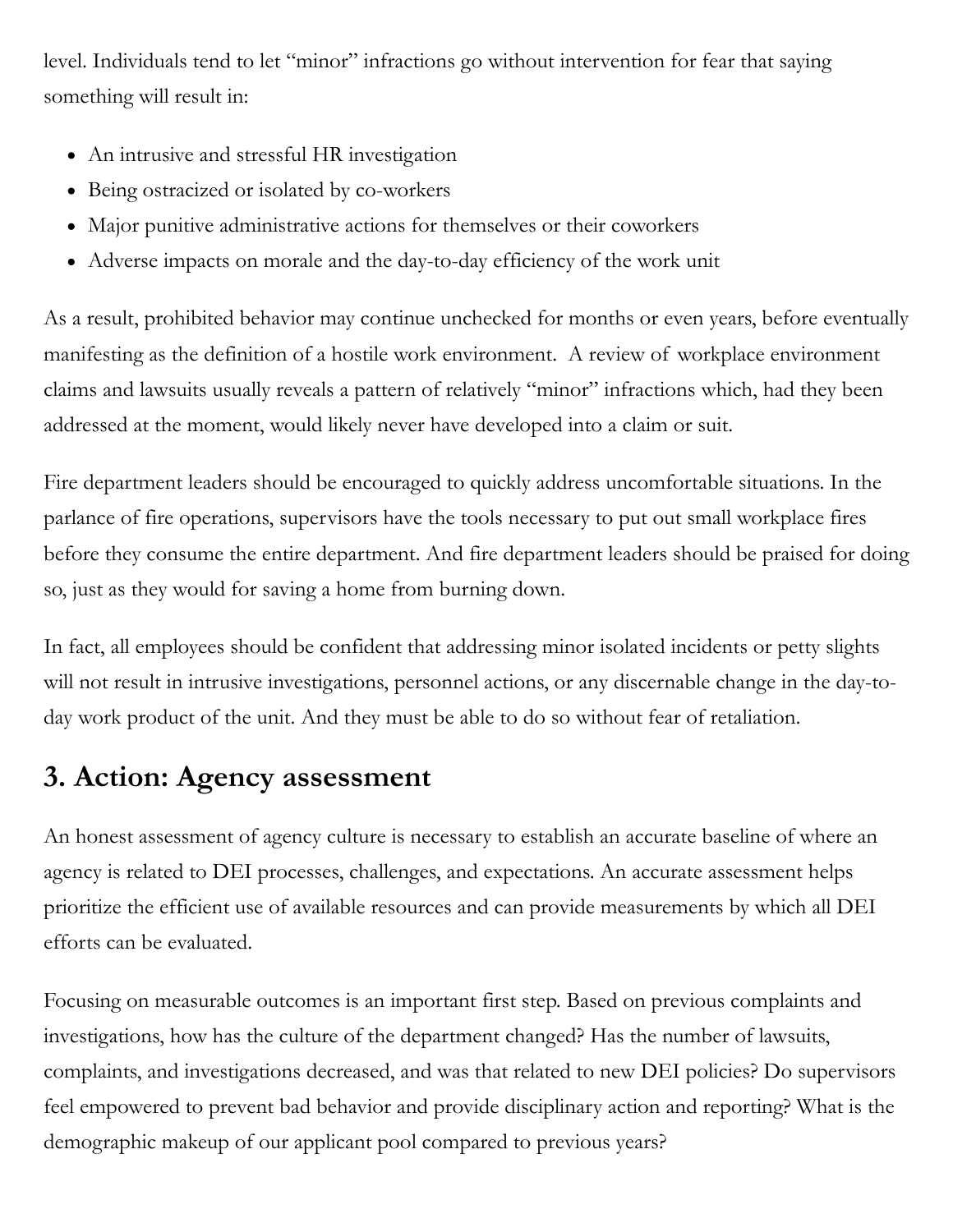level. Individuals tend to let “minor” infractions go without intervention for fear that saying something will result in:

- An intrusive and stressful HR investigation
- Being ostracized or isolated by co-workers
- Major punitive administrative actions for themselves or their coworkers
- Adverse impacts on morale and the day-to-day efficiency of the work unit

As a result, prohibited behavior may continue unchecked for months or even years, before eventually manifesting as the definition of a hostile work environment. A review of workplace environment claims and lawsuits usually reveals a pattern of relatively “minor” infractions which, had they been addressed at the moment, would likely never have developed into a claim or suit.

Fire department leaders should be encouraged to quickly address uncomfortable situations. In the parlance of fire operations, supervisors have the tools necessary to put out small workplace fires before they consume the entire department. And fire department leaders should be praised for doing so, just as they would for saving a home from burning down.

In fact, all employees should be confident that addressing minor isolated incidents or petty slights will not result in intrusive investigations, personnel actions, or any discernable change in the day-to-day work product of the unit. And they must be able to do so without fear of retaliation.

## 3. Action: Agency assessment

An honest assessment of agency culture is necessary to establish an accurate baseline of where an agency is related to DEI processes, challenges, and expectations. An accurate assessment helps prioritize the efficient use of available resources and can provide measurements by which all DEI efforts can be evaluated.

Focusing on measurable outcomes is an important first step. Based on previous complaints and investigations, how has the culture of the department changed? Has the number of lawsuits, complaints, and investigations decreased, and was that related to new DEI policies? Do supervisors feel empowered to prevent bad behavior and provide disciplinary action and reporting? What is the demographic makeup of our applicant pool compared to previous years?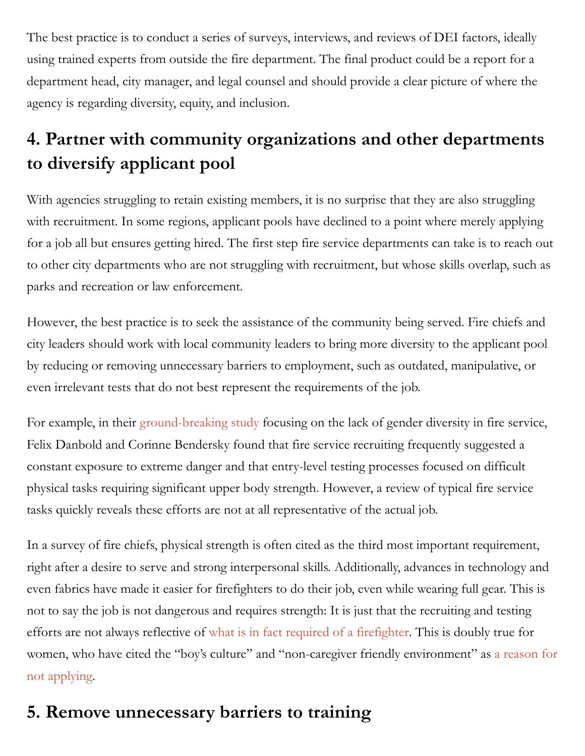The best practice is to conduct a series of surveys, interviews, and reviews of DEI factors, ideally using trained experts from outside the fire department. The final product could be a report for a department head, city manager, and legal counsel and should provide a clear picture of where the agency is regarding diversity, equity, and inclusion.

## 4. Partner with community organizations and other departments to diversify applicant pool

With agencies struggling to retain existing members, it is no surprise that they are also struggling with recruitment. In some regions, applicant pools have declined to a point where merely applying for a job all but ensures getting hired. The first step fire service departments can take is to reach out to other city departments who are not struggling with recruitment, but whose skills overlap, such as parks and recreation or law enforcement.

However, the best practice is to seek the assistance of the community being served. Fire chiefs and city leaders should work with local community leaders to bring more diversity to the applicant pool by reducing or removing unnecessary barriers to employment, such as outdated, manipulative, or even irrelevant tests that do not best represent the requirements of the job.

For example, in their ground-breaking study focusing on the lack of gender diversity in fire service, Felix Danbold and Corinne Bendersky found that fire service recruiting frequently suggested a constant exposure to extreme danger and that entry-level testing processes focused on difficult physical tasks requiring significant upper body strength. However, a review of typical fire service tasks quickly reveals these efforts are not at all representative of the actual job.

In a survey of fire chiefs, physical strength is often cited as the third most important requirement, right after a desire to serve and strong interpersonal skills. Additionally, advances in technology and even fabrics have made it easier for firefighters to do their job, even while wearing full gear. This is not to say the job is not dangerous and requires strength: It is just that the recruiting and testing efforts are not always reflective of what is in fact required of a firefighter. This is doubly true for women, who have cited the "boy's culture" and "non-caregiver friendly environment" as a reason for not applying.

## 5. Remove unnecessary barriers to training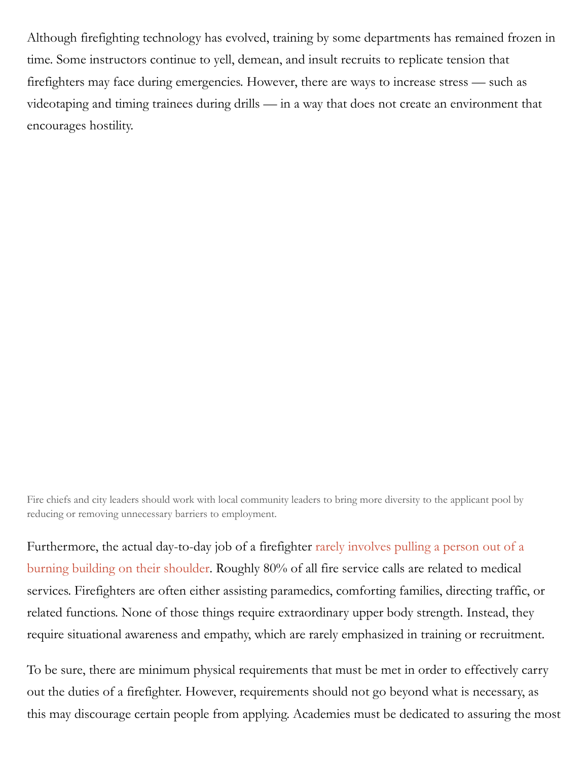Although firefighting technology has evolved, training by some departments has remained frozen in time. Some instructors continue to yell, demean, and insult recruits to replicate tension that firefighters may face during emergencies. However, there are ways to increase stress — such as videotaping and timing trainees during drills — in a way that does not create an environment that encourages hostility.

Fire chiefs and city leaders should work with local community leaders to bring more diversity to the applicant pool by reducing or removing unnecessary barriers to employment.

Furthermore, the actual day-to-day job of a firefighter rarely involves pulling a person out of a burning building on their shoulder. Roughly 80% of all fire service calls are related to medical services. Firefighters are often either assisting paramedics, comforting families, directing traffic, or related functions. None of those things require extraordinary upper body strength. Instead, they require situational awareness and empathy, which are rarely emphasized in training or recruitment.

To be sure, there are minimum physical requirements that must be met in order to effectively carry out the duties of a firefighter. However, requirements should not go beyond what is necessary, as this may discourage certain people from applying. Academies must be dedicated to assuring the most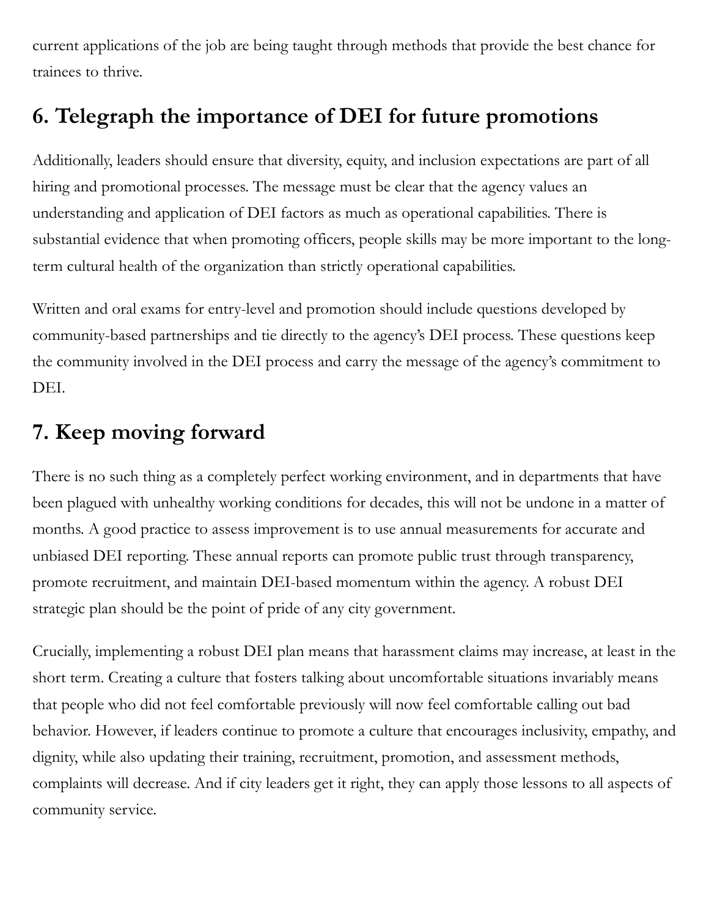current applications of the job are being taught through methods that provide the best chance for trainees to thrive.

## 6. Telegraph the importance of DEI for future promotions

Additionally, leaders should ensure that diversity, equity, and inclusion expectations are part of all hiring and promotional processes. The message must be clear that the agency values an understanding and application of DEI factors as much as operational capabilities. There is substantial evidence that when promoting officers, people skills may be more important to the long-term cultural health of the organization than strictly operational capabilities.

Written and oral exams for entry-level and promotion should include questions developed by community-based partnerships and tie directly to the agency's DEI process. These questions keep the community involved in the DEI process and carry the message of the agency's commitment to DEI.

## 7. Keep moving forward

There is no such thing as a completely perfect working environment, and in departments that have been plagued with unhealthy working conditions for decades, this will not be undone in a matter of months. A good practice to assess improvement is to use annual measurements for accurate and unbiased DEI reporting. These annual reports can promote public trust through transparency, promote recruitment, and maintain DEI-based momentum within the agency. A robust DEI strategic plan should be the point of pride of any city government.

Crucially, implementing a robust DEI plan means that harassment claims may increase, at least in the short term. Creating a culture that fosters talking about uncomfortable situations invariably means that people who did not feel comfortable previously will now feel comfortable calling out bad behavior. However, if leaders continue to promote a culture that encourages inclusivity, empathy, and dignity, while also updating their training, recruitment, promotion, and assessment methods, complaints will decrease. And if city leaders get it right, they can apply those lessons to all aspects of community service.